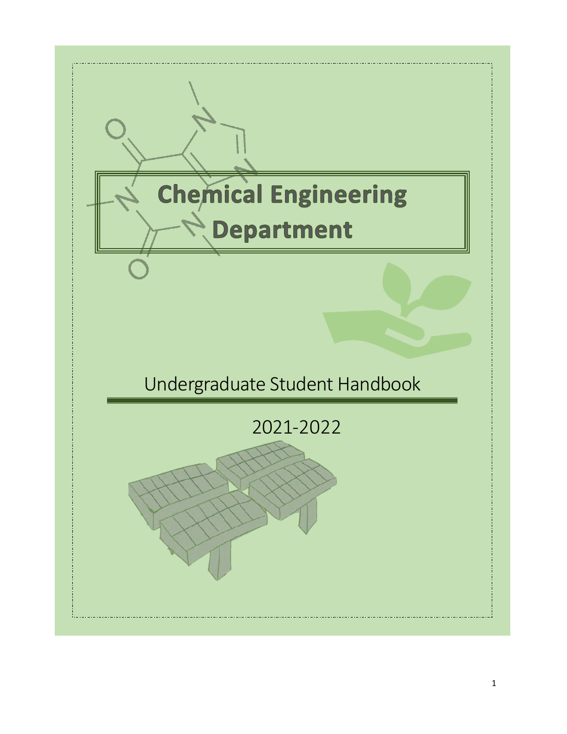# Chemical Engineering Department

## Undergraduate Student Handbook

## 2021-2022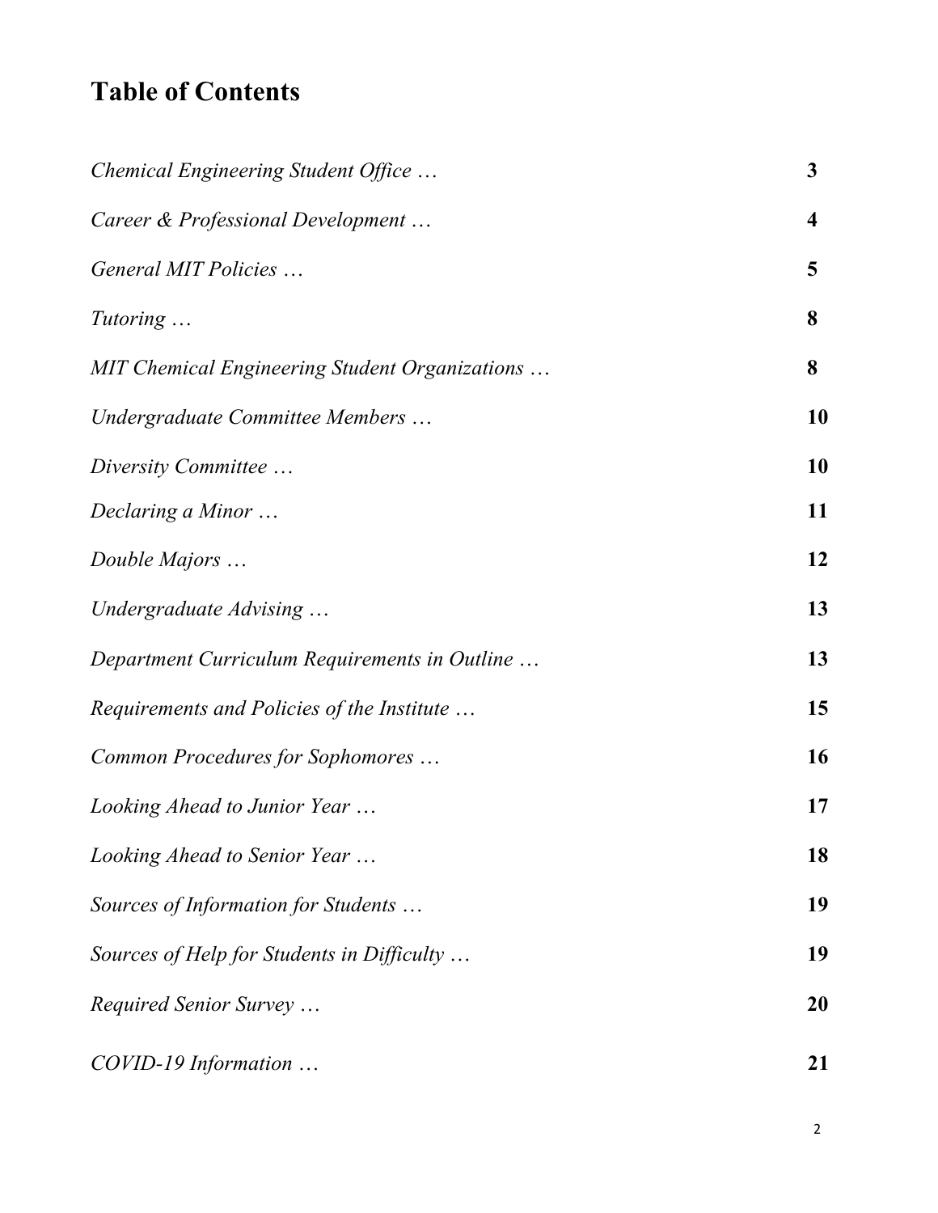# Table of Contents

| | |
|---|---|
| *Chemical Engineering Student Office …* | **3** |
| *Career & Professional Development …* | **4** |
| *General MIT Policies …* | **5** |
| *Tutoring …* | **8** |
| *MIT Chemical Engineering Student Organizations …* | **8** |
| *Undergraduate Committee Members …* | **10** |
| *Diversity Committee …* | **10** |
| *Declaring a Minor …* | **11** |
| *Double Majors …* | **12** |
| *Undergraduate Advising …* | **13** |
| *Department Curriculum Requirements in Outline …* | **13** |
| *Requirements and Policies of the Institute …* | **15** |
| *Common Procedures for Sophomores …* | **16** |
| *Looking Ahead to Junior Year …* | **17** |
| *Looking Ahead to Senior Year …* | **18** |
| *Sources of Information for Students …* | **19** |
| *Sources of Help for Students in Difficulty …* | **19** |
| *Required Senior Survey …* | **20** |
| *COVID-19 Information …* | **21** |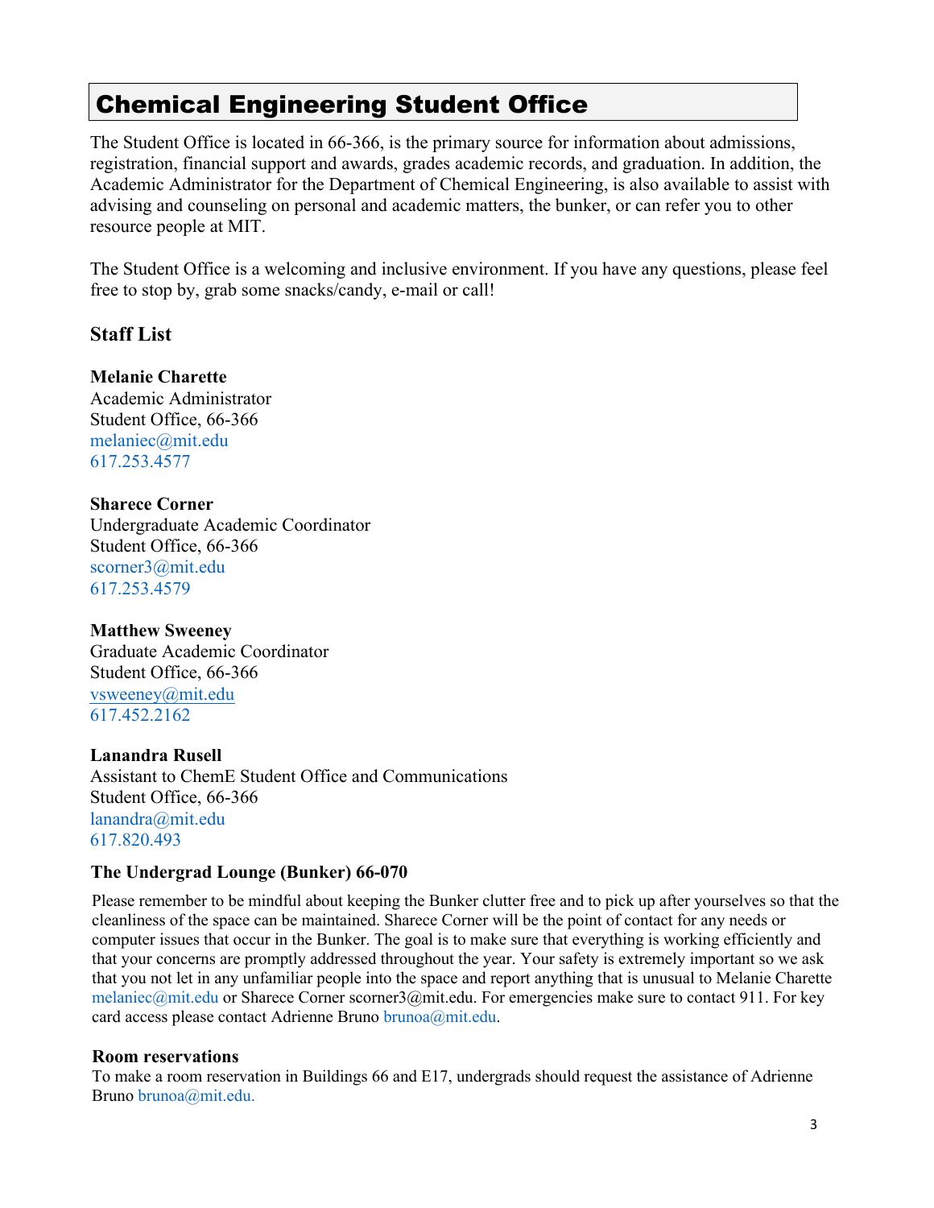# Chemical Engineering Student Office

The Student Office is located in 66-366, is the primary source for information about admissions, registration, financial support and awards, grades academic records, and graduation. In addition, the Academic Administrator for the Department of Chemical Engineering, is also available to assist with advising and counseling on personal and academic matters, the bunker, or can refer you to other resource people at MIT.

The Student Office is a welcoming and inclusive environment. If you have any questions, please feel free to stop by, grab some snacks/candy, e-mail or call!

### Staff List

**Melanie Charette**
Academic Administrator
Student Office, 66-366
melaniec@mit.edu
617.253.4577

**Sharece Corner**
Undergraduate Academic Coordinator
Student Office, 66-366
scorner3@mit.edu
617.253.4579

**Matthew Sweeney**
Graduate Academic Coordinator
Student Office, 66-366
vsweeney@mit.edu
617.452.2162

**Lanandra Rusell**
Assistant to ChemE Student Office and Communications
Student Office, 66-366
lanandra@mit.edu
617.820.493

### The Undergrad Lounge (Bunker) 66-070

Please remember to be mindful about keeping the Bunker clutter free and to pick up after yourselves so that the cleanliness of the space can be maintained. Sharece Corner will be the point of contact for any needs or computer issues that occur in the Bunker. The goal is to make sure that everything is working efficiently and that your concerns are promptly addressed throughout the year. Your safety is extremely important so we ask that you not let in any unfamiliar people into the space and report anything that is unusual to Melanie Charette melaniec@mit.edu or Sharece Corner scorner3@mit.edu. For emergencies make sure to contact 911. For key card access please contact Adrienne Bruno brunoa@mit.edu.

### Room reservations

To make a room reservation in Buildings 66 and E17, undergrads should request the assistance of Adrienne Bruno brunoa@mit.edu.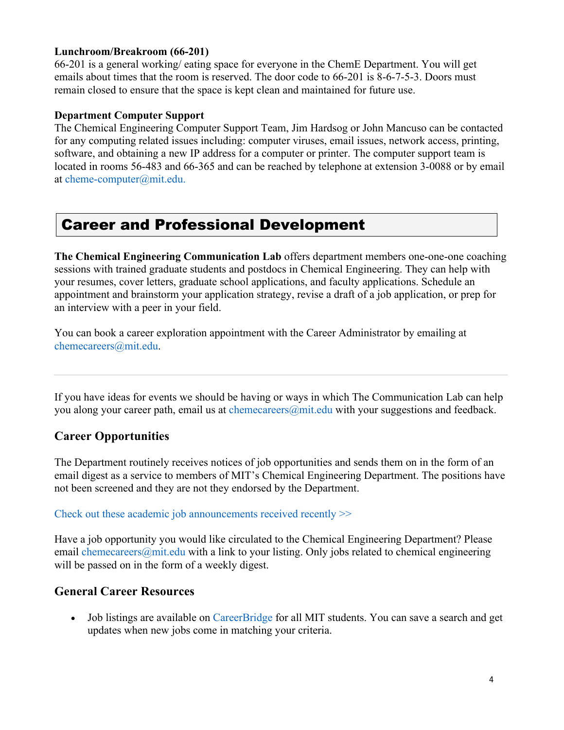**Lunchroom/Breakroom (66-201)**
66-201 is a general working/ eating space for everyone in the ChemE Department. You will get emails about times that the room is reserved. The door code to 66-201 is 8-6-7-5-3. Doors must remain closed to ensure that the space is kept clean and maintained for future use.

**Department Computer Support**
The Chemical Engineering Computer Support Team, Jim Hardsog or John Mancuso can be contacted for any computing related issues including: computer viruses, email issues, network access, printing, software, and obtaining a new IP address for a computer or printer. The computer support team is located in rooms 56-483 and 66-365 and can be reached by telephone at extension 3-0088 or by email at cheme-computer@mit.edu.

# Career and Professional Development

**The Chemical Engineering Communication Lab** offers department members one-one-one coaching sessions with trained graduate students and postdocs in Chemical Engineering. They can help with your resumes, cover letters, graduate school applications, and faculty applications. Schedule an appointment and brainstorm your application strategy, revise a draft of a job application, or prep for an interview with a peer in your field.

You can book a career exploration appointment with the Career Administrator by emailing at chemecareers@mit.edu.

---

If you have ideas for events we should be having or ways in which The Communication Lab can help you along your career path, email us at chemecareers@mit.edu with your suggestions and feedback.

## Career Opportunities

The Department routinely receives notices of job opportunities and sends them on in the form of an email digest as a service to members of MIT's Chemical Engineering Department. The positions have not been screened and they are not they endorsed by the Department.

Check out these academic job announcements received recently >>

Have a job opportunity you would like circulated to the Chemical Engineering Department? Please email chemecareers@mit.edu with a link to your listing. Only jobs related to chemical engineering will be passed on in the form of a weekly digest.

## General Career Resources

- Job listings are available on CareerBridge for all MIT students. You can save a search and get updates when new jobs come in matching your criteria.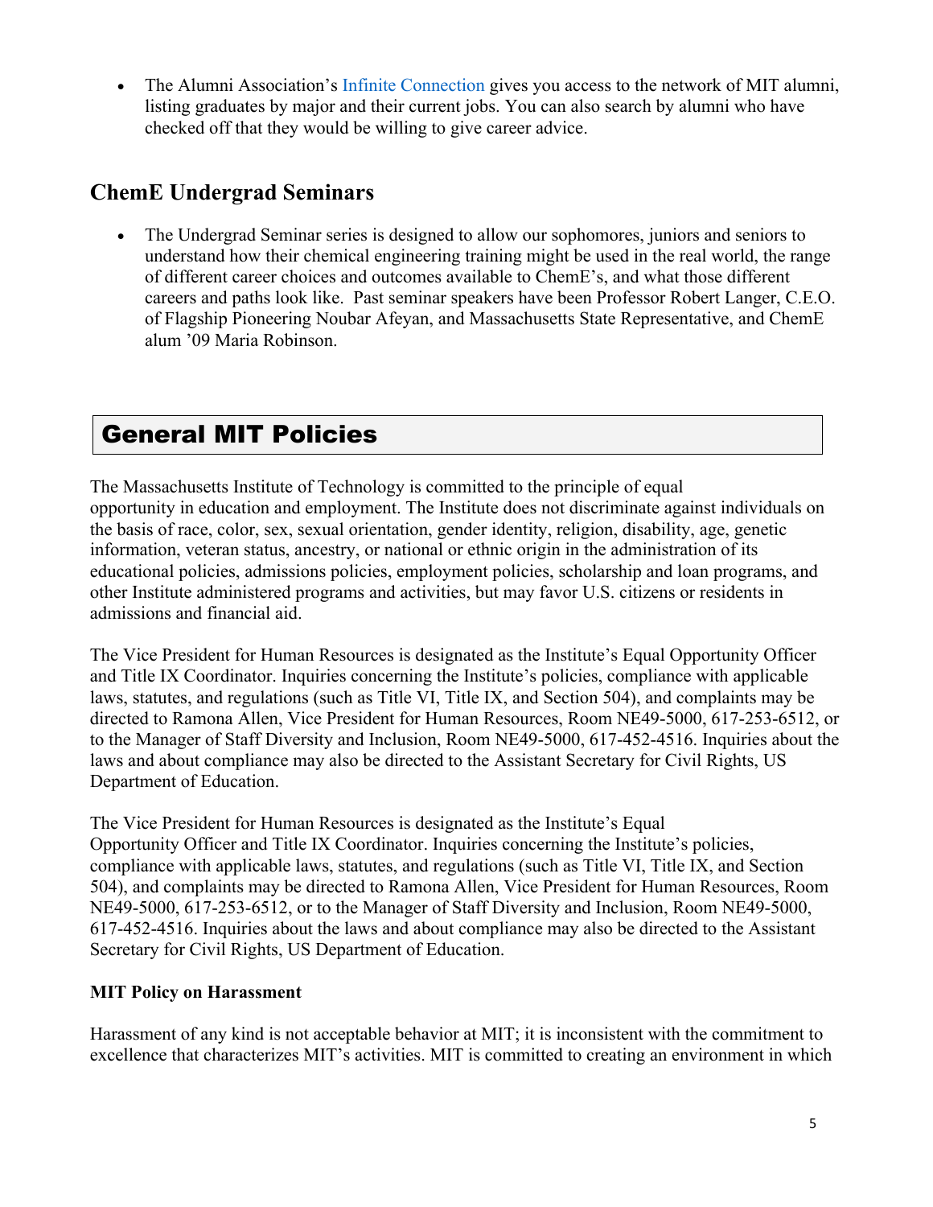- The Alumni Association's Infinite Connection gives you access to the network of MIT alumni, listing graduates by major and their current jobs. You can also search by alumni who have checked off that they would be willing to give career advice.

## ChemE Undergrad Seminars

- The Undergrad Seminar series is designed to allow our sophomores, juniors and seniors to understand how their chemical engineering training might be used in the real world, the range of different career choices and outcomes available to ChemE's, and what those different careers and paths look like. Past seminar speakers have been Professor Robert Langer, C.E.O. of Flagship Pioneering Noubar Afeyan, and Massachusetts State Representative, and ChemE alum '09 Maria Robinson.

# General MIT Policies

The Massachusetts Institute of Technology is committed to the principle of equal opportunity in education and employment. The Institute does not discriminate against individuals on the basis of race, color, sex, sexual orientation, gender identity, religion, disability, age, genetic information, veteran status, ancestry, or national or ethnic origin in the administration of its educational policies, admissions policies, employment policies, scholarship and loan programs, and other Institute administered programs and activities, but may favor U.S. citizens or residents in admissions and financial aid.

The Vice President for Human Resources is designated as the Institute's Equal Opportunity Officer and Title IX Coordinator. Inquiries concerning the Institute's policies, compliance with applicable laws, statutes, and regulations (such as Title VI, Title IX, and Section 504), and complaints may be directed to Ramona Allen, Vice President for Human Resources, Room NE49-5000, 617-253-6512, or to the Manager of Staff Diversity and Inclusion, Room NE49-5000, 617-452-4516. Inquiries about the laws and about compliance may also be directed to the Assistant Secretary for Civil Rights, US Department of Education.

The Vice President for Human Resources is designated as the Institute's Equal Opportunity Officer and Title IX Coordinator. Inquiries concerning the Institute's policies, compliance with applicable laws, statutes, and regulations (such as Title VI, Title IX, and Section 504), and complaints may be directed to Ramona Allen, Vice President for Human Resources, Room NE49-5000, 617-253-6512, or to the Manager of Staff Diversity and Inclusion, Room NE49-5000, 617-452-4516. Inquiries about the laws and about compliance may also be directed to the Assistant Secretary for Civil Rights, US Department of Education.

**MIT Policy on Harassment**

Harassment of any kind is not acceptable behavior at MIT; it is inconsistent with the commitment to excellence that characterizes MIT's activities. MIT is committed to creating an environment in which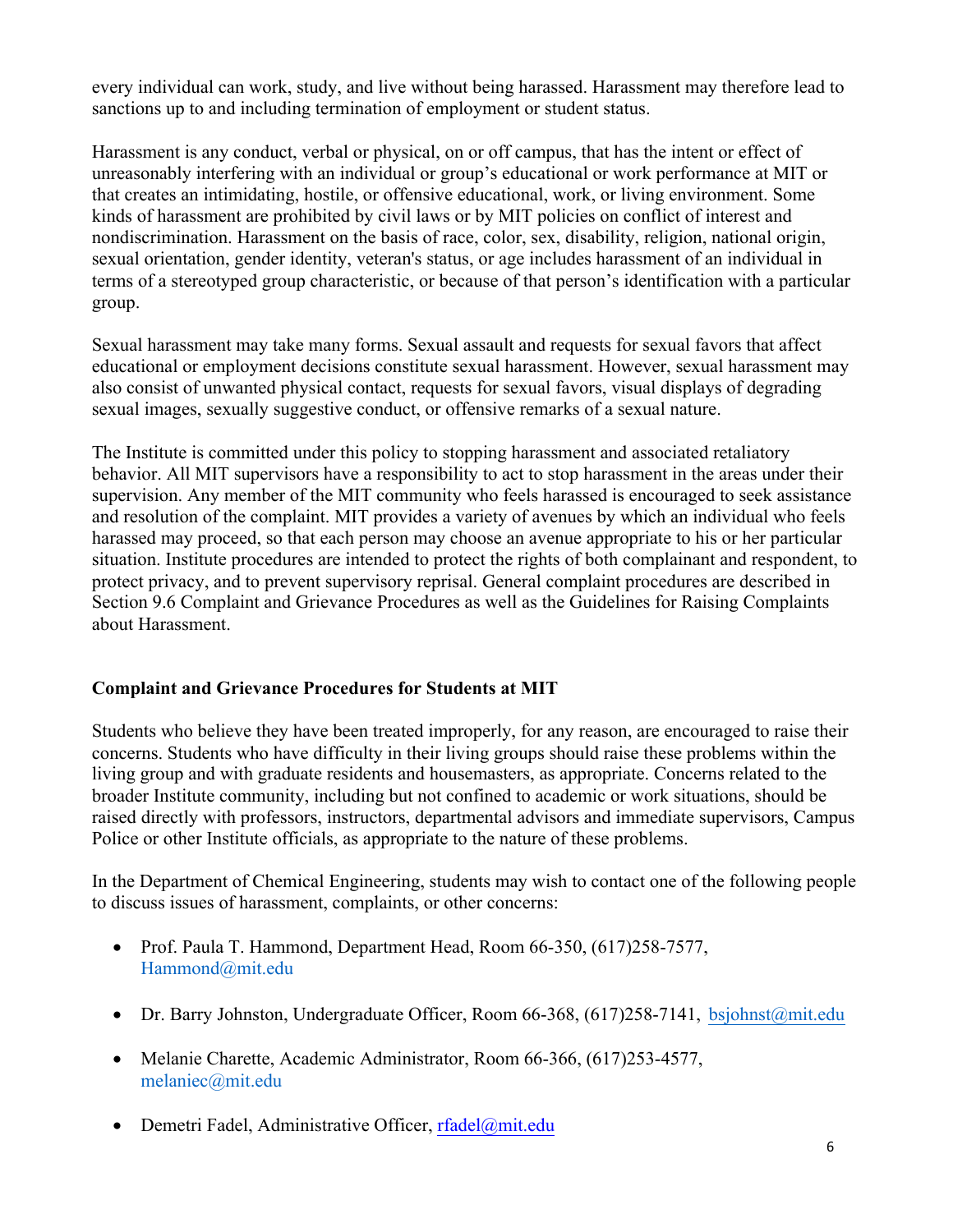every individual can work, study, and live without being harassed. Harassment may therefore lead to sanctions up to and including termination of employment or student status.

Harassment is any conduct, verbal or physical, on or off campus, that has the intent or effect of unreasonably interfering with an individual or group's educational or work performance at MIT or that creates an intimidating, hostile, or offensive educational, work, or living environment. Some kinds of harassment are prohibited by civil laws or by MIT policies on conflict of interest and nondiscrimination. Harassment on the basis of race, color, sex, disability, religion, national origin, sexual orientation, gender identity, veteran's status, or age includes harassment of an individual in terms of a stereotyped group characteristic, or because of that person's identification with a particular group.

Sexual harassment may take many forms. Sexual assault and requests for sexual favors that affect educational or employment decisions constitute sexual harassment. However, sexual harassment may also consist of unwanted physical contact, requests for sexual favors, visual displays of degrading sexual images, sexually suggestive conduct, or offensive remarks of a sexual nature.

The Institute is committed under this policy to stopping harassment and associated retaliatory behavior. All MIT supervisors have a responsibility to act to stop harassment in the areas under their supervision. Any member of the MIT community who feels harassed is encouraged to seek assistance and resolution of the complaint. MIT provides a variety of avenues by which an individual who feels harassed may proceed, so that each person may choose an avenue appropriate to his or her particular situation. Institute procedures are intended to protect the rights of both complainant and respondent, to protect privacy, and to prevent supervisory reprisal. General complaint procedures are described in Section 9.6 Complaint and Grievance Procedures as well as the Guidelines for Raising Complaints about Harassment.

**Complaint and Grievance Procedures for Students at MIT**

Students who believe they have been treated improperly, for any reason, are encouraged to raise their concerns. Students who have difficulty in their living groups should raise these problems within the living group and with graduate residents and housemasters, as appropriate. Concerns related to the broader Institute community, including but not confined to academic or work situations, should be raised directly with professors, instructors, departmental advisors and immediate supervisors, Campus Police or other Institute officials, as appropriate to the nature of these problems.

In the Department of Chemical Engineering, students may wish to contact one of the following people to discuss issues of harassment, complaints, or other concerns:

- Prof. Paula T. Hammond, Department Head, Room 66-350, (617)258-7577, Hammond@mit.edu
- Dr. Barry Johnston, Undergraduate Officer, Room 66-368, (617)258-7141, bsjohnst@mit.edu
- Melanie Charette, Academic Administrator, Room 66-366, (617)253-4577, melaniec@mit.edu
- Demetri Fadel, Administrative Officer, rfadel@mit.edu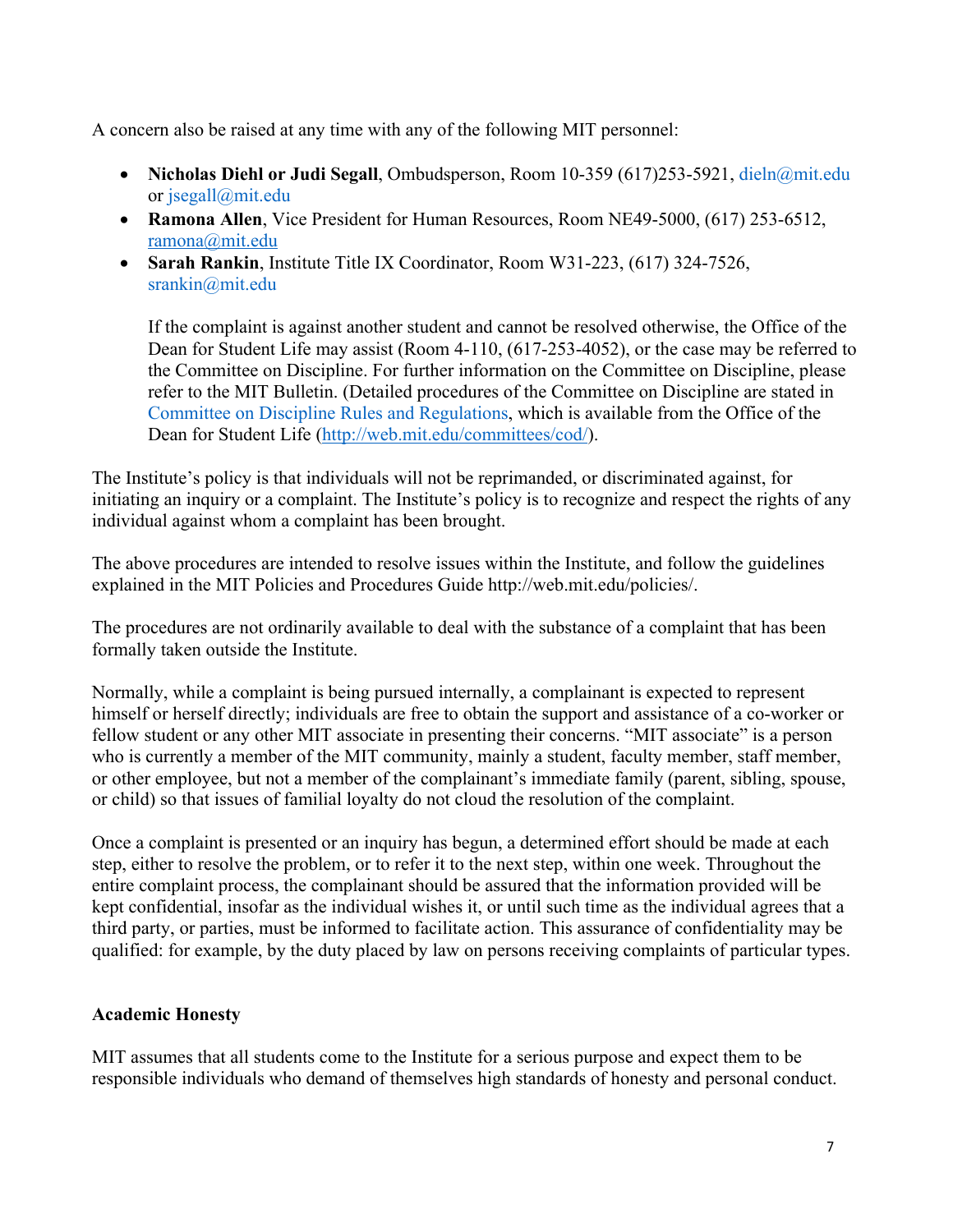A concern also be raised at any time with any of the following MIT personnel:

- **Nicholas Diehl or Judi Segall**, Ombudsperson, Room 10-359 (617)253-5921, dieln@mit.edu or jsegall@mit.edu
- **Ramona Allen**, Vice President for Human Resources, Room NE49-5000, (617) 253-6512, ramona@mit.edu
- **Sarah Rankin**, Institute Title IX Coordinator, Room W31-223, (617) 324-7526, srankin@mit.edu

  If the complaint is against another student and cannot be resolved otherwise, the Office of the Dean for Student Life may assist (Room 4-110, (617-253-4052), or the case may be referred to the Committee on Discipline. For further information on the Committee on Discipline, please refer to the MIT Bulletin. (Detailed procedures of the Committee on Discipline are stated in Committee on Discipline Rules and Regulations, which is available from the Office of the Dean for Student Life (http://web.mit.edu/committees/cod/).

The Institute's policy is that individuals will not be reprimanded, or discriminated against, for initiating an inquiry or a complaint. The Institute's policy is to recognize and respect the rights of any individual against whom a complaint has been brought.

The above procedures are intended to resolve issues within the Institute, and follow the guidelines explained in the MIT Policies and Procedures Guide http://web.mit.edu/policies/.

The procedures are not ordinarily available to deal with the substance of a complaint that has been formally taken outside the Institute.

Normally, while a complaint is being pursued internally, a complainant is expected to represent himself or herself directly; individuals are free to obtain the support and assistance of a co-worker or fellow student or any other MIT associate in presenting their concerns. "MIT associate" is a person who is currently a member of the MIT community, mainly a student, faculty member, staff member, or other employee, but not a member of the complainant's immediate family (parent, sibling, spouse, or child) so that issues of familial loyalty do not cloud the resolution of the complaint.

Once a complaint is presented or an inquiry has begun, a determined effort should be made at each step, either to resolve the problem, or to refer it to the next step, within one week. Throughout the entire complaint process, the complainant should be assured that the information provided will be kept confidential, insofar as the individual wishes it, or until such time as the individual agrees that a third party, or parties, must be informed to facilitate action. This assurance of confidentiality may be qualified: for example, by the duty placed by law on persons receiving complaints of particular types.

**Academic Honesty**

MIT assumes that all students come to the Institute for a serious purpose and expect them to be responsible individuals who demand of themselves high standards of honesty and personal conduct.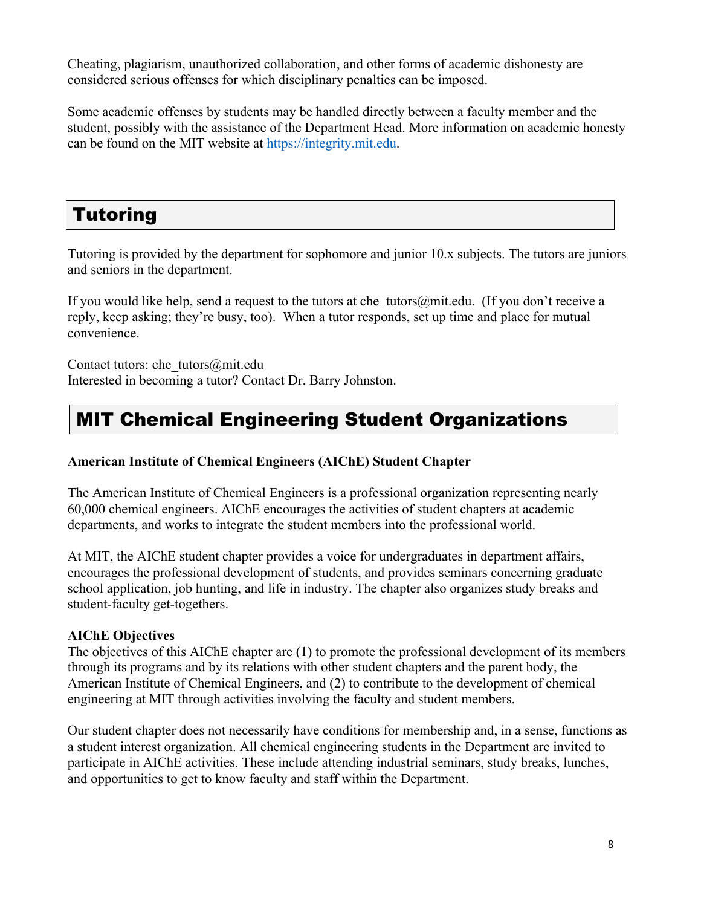Cheating, plagiarism, unauthorized collaboration, and other forms of academic dishonesty are considered serious offenses for which disciplinary penalties can be imposed.

Some academic offenses by students may be handled directly between a faculty member and the student, possibly with the assistance of the Department Head. More information on academic honesty can be found on the MIT website at https://integrity.mit.edu.

# Tutoring

Tutoring is provided by the department for sophomore and junior 10.x subjects. The tutors are juniors and seniors in the department.

If you would like help, send a request to the tutors at che_tutors@mit.edu. (If you don't receive a reply, keep asking; they're busy, too). When a tutor responds, set up time and place for mutual convenience.

Contact tutors: che_tutors@mit.edu
Interested in becoming a tutor? Contact Dr. Barry Johnston.

# MIT Chemical Engineering Student Organizations

**American Institute of Chemical Engineers (AIChE) Student Chapter**

The American Institute of Chemical Engineers is a professional organization representing nearly 60,000 chemical engineers. AIChE encourages the activities of student chapters at academic departments, and works to integrate the student members into the professional world.

At MIT, the AIChE student chapter provides a voice for undergraduates in department affairs, encourages the professional development of students, and provides seminars concerning graduate school application, job hunting, and life in industry. The chapter also organizes study breaks and student-faculty get-togethers.

**AIChE Objectives**
The objectives of this AIChE chapter are (1) to promote the professional development of its members through its programs and by its relations with other student chapters and the parent body, the American Institute of Chemical Engineers, and (2) to contribute to the development of chemical engineering at MIT through activities involving the faculty and student members.

Our student chapter does not necessarily have conditions for membership and, in a sense, functions as a student interest organization. All chemical engineering students in the Department are invited to participate in AIChE activities. These include attending industrial seminars, study breaks, lunches, and opportunities to get to know faculty and staff within the Department.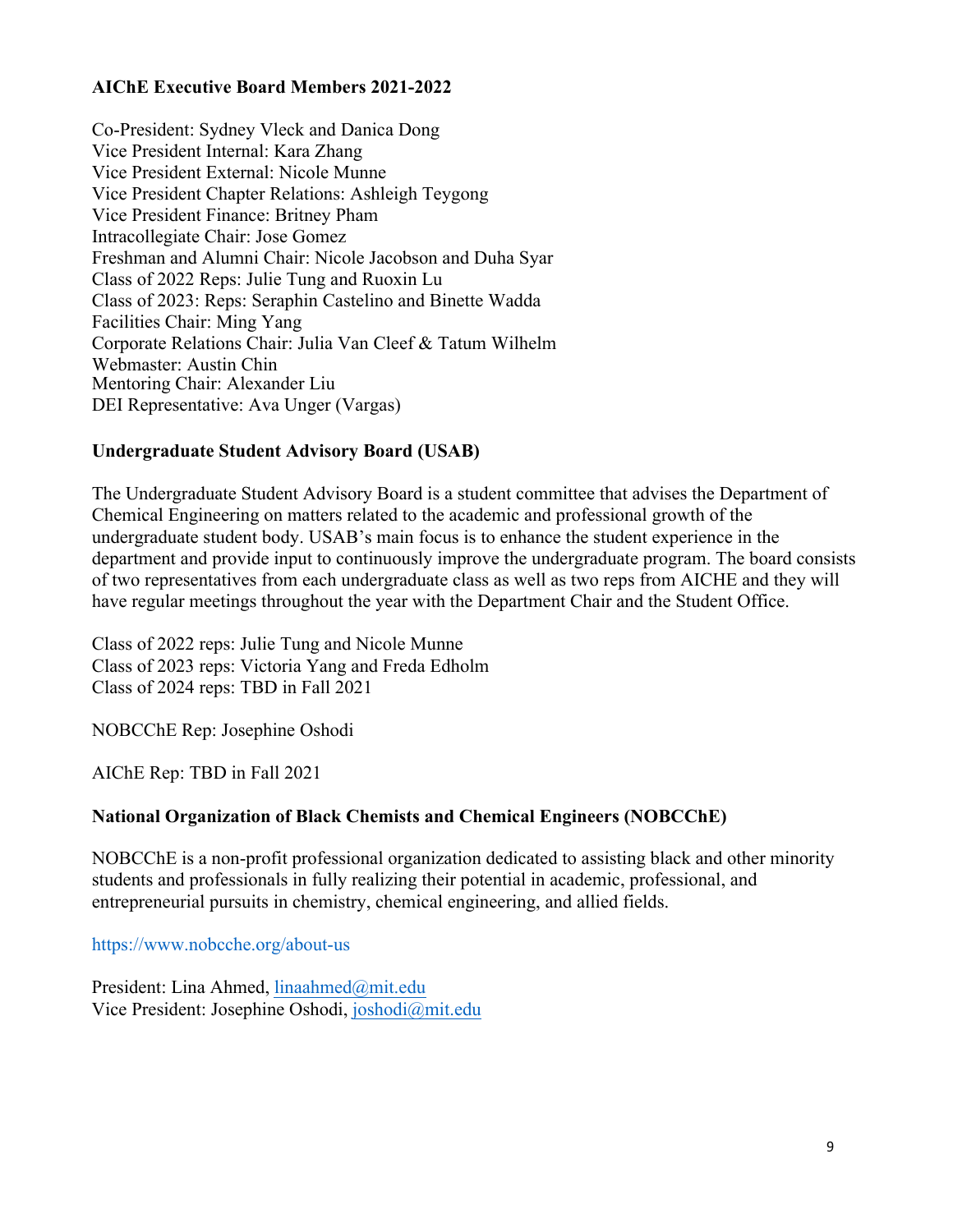**AIChE Executive Board Members 2021-2022**

Co-President: Sydney Vleck and Danica Dong
Vice President Internal: Kara Zhang
Vice President External: Nicole Munne
Vice President Chapter Relations: Ashleigh Teygong
Vice President Finance: Britney Pham
Intracollegiate Chair: Jose Gomez
Freshman and Alumni Chair: Nicole Jacobson and Duha Syar
Class of 2022 Reps: Julie Tung and Ruoxin Lu
Class of 2023: Reps: Seraphin Castelino and Binette Wadda
Facilities Chair: Ming Yang
Corporate Relations Chair: Julia Van Cleef & Tatum Wilhelm
Webmaster: Austin Chin
Mentoring Chair: Alexander Liu
DEI Representative: Ava Unger (Vargas)

**Undergraduate Student Advisory Board (USAB)**

The Undergraduate Student Advisory Board is a student committee that advises the Department of Chemical Engineering on matters related to the academic and professional growth of the undergraduate student body. USAB's main focus is to enhance the student experience in the department and provide input to continuously improve the undergraduate program. The board consists of two representatives from each undergraduate class as well as two reps from AICHE and they will have regular meetings throughout the year with the Department Chair and the Student Office.

Class of 2022 reps: Julie Tung and Nicole Munne
Class of 2023 reps: Victoria Yang and Freda Edholm
Class of 2024 reps: TBD in Fall 2021

NOBCChE Rep: Josephine Oshodi

AIChE Rep: TBD in Fall 2021

**National Organization of Black Chemists and Chemical Engineers (NOBCChE)**

NOBCChE is a non-profit professional organization dedicated to assisting black and other minority students and professionals in fully realizing their potential in academic, professional, and entrepreneurial pursuits in chemistry, chemical engineering, and allied fields.

https://www.nobcche.org/about-us

President: Lina Ahmed, linaahmed@mit.edu
Vice President: Josephine Oshodi, joshodi@mit.edu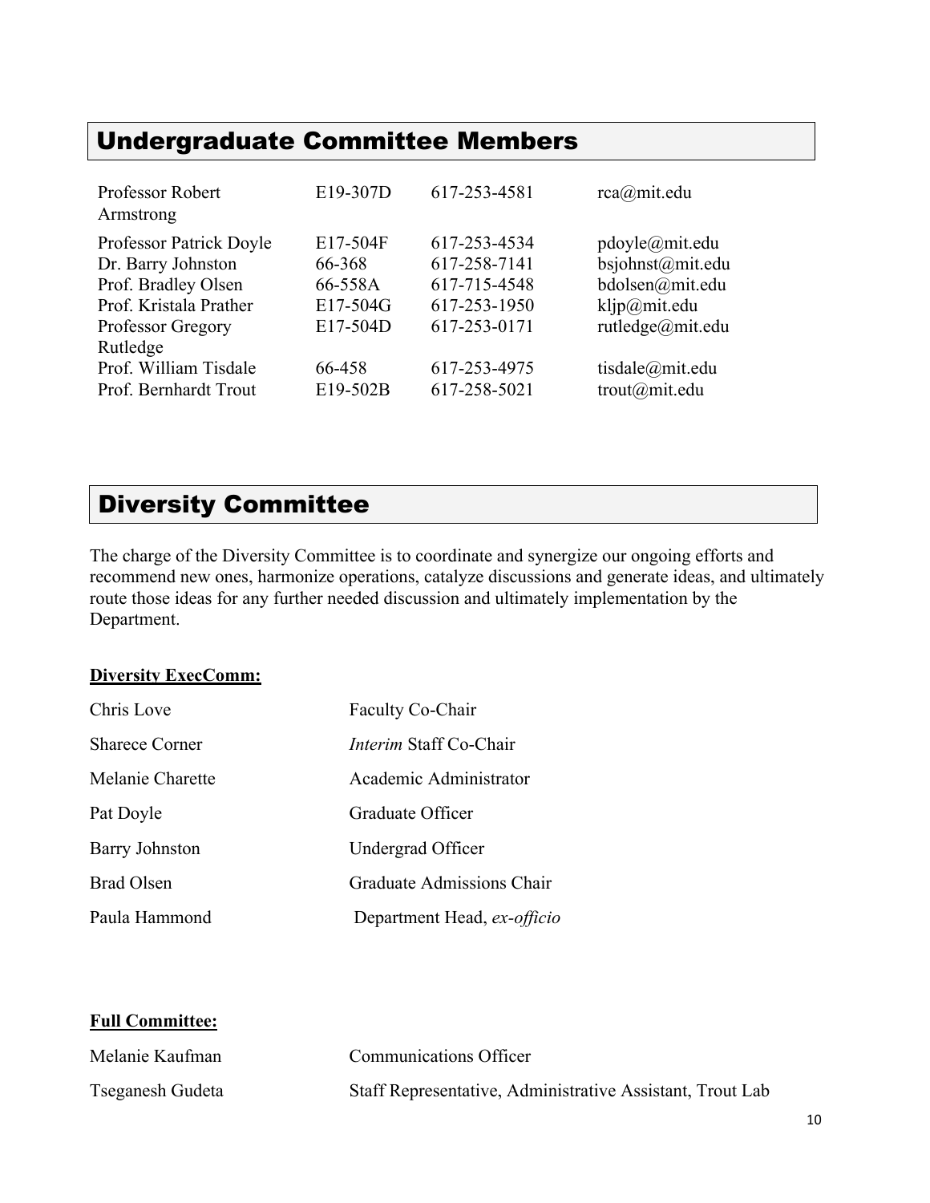## Undergraduate Committee Members

| | | | |
|---|---|---|---|
| Professor Robert Armstrong | E19-307D | 617-253-4581 | rca@mit.edu |
| Professor Patrick Doyle | E17-504F | 617-253-4534 | pdoyle@mit.edu |
| Dr. Barry Johnston | 66-368 | 617-258-7141 | bsjohnst@mit.edu |
| Prof. Bradley Olsen | 66-558A | 617-715-4548 | bdolsen@mit.edu |
| Prof. Kristala Prather | E17-504G | 617-253-1950 | kljp@mit.edu |
| Professor Gregory Rutledge | E17-504D | 617-253-0171 | rutledge@mit.edu |
| Prof. William Tisdale | 66-458 | 617-253-4975 | tisdale@mit.edu |
| Prof. Bernhardt Trout | E19-502B | 617-258-5021 | trout@mit.edu |

## Diversity Committee

The charge of the Diversity Committee is to coordinate and synergize our ongoing efforts and recommend new ones, harmonize operations, catalyze discussions and generate ideas, and ultimately route those ideas for any further needed discussion and ultimately implementation by the Department.

**Diversity ExecComm:**

| | |
|---|---|
| Chris Love | Faculty Co-Chair |
| Sharece Corner | *Interim* Staff Co-Chair |
| Melanie Charette | Academic Administrator |
| Pat Doyle | Graduate Officer |
| Barry Johnston | Undergrad Officer |
| Brad Olsen | Graduate Admissions Chair |
| Paula Hammond | Department Head, *ex-officio* |

**Full Committee:**

| | |
|---|---|
| Melanie Kaufman | Communications Officer |
| Tseganesh Gudeta | Staff Representative, Administrative Assistant, Trout Lab |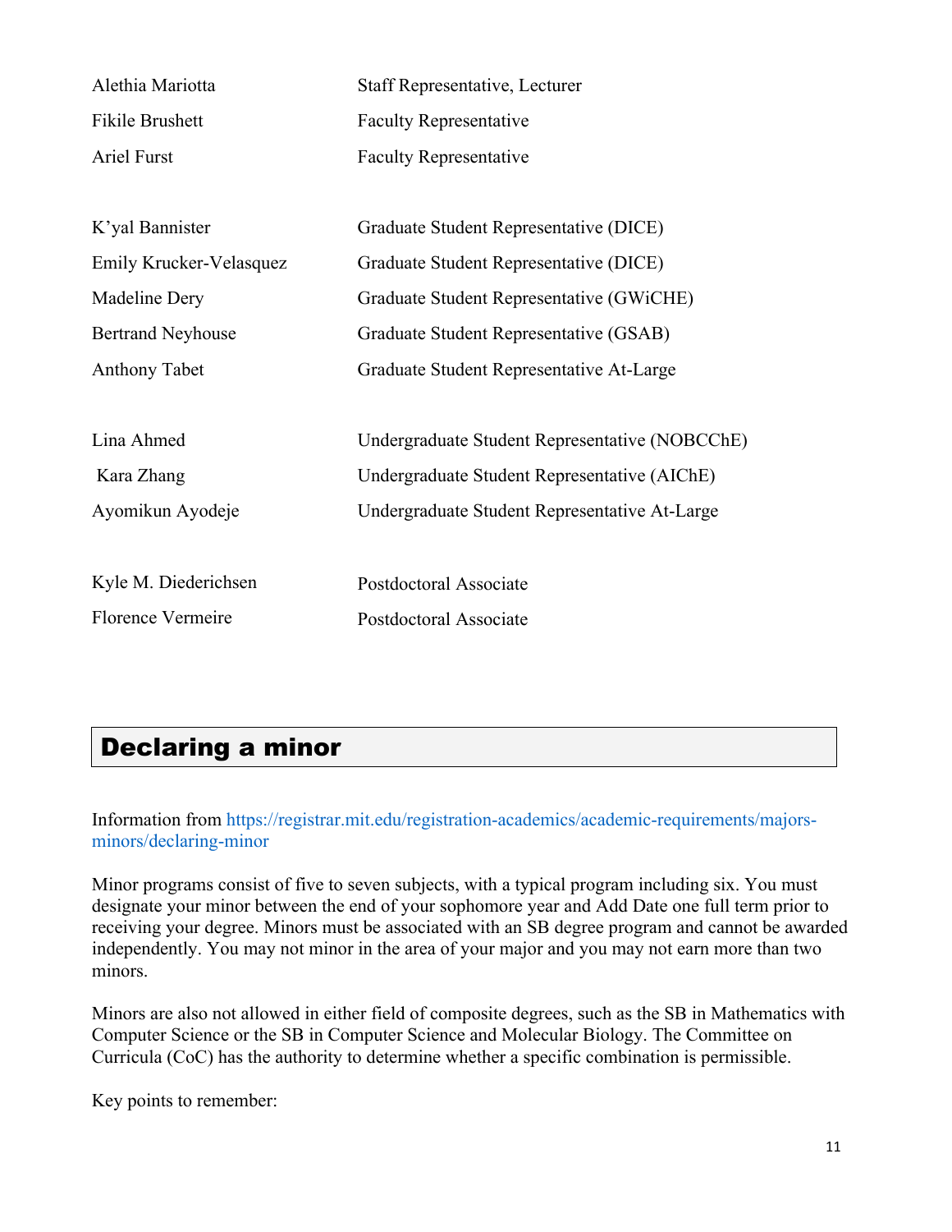| | |
|---|---|
| Alethia Mariotta | Staff Representative, Lecturer |
| Fikile Brushett | Faculty Representative |
| Ariel Furst | Faculty Representative |
| | |
| K'yal Bannister | Graduate Student Representative (DICE) |
| Emily Krucker-Velasquez | Graduate Student Representative (DICE) |
| Madeline Dery | Graduate Student Representative (GWiCHE) |
| Bertrand Neyhouse | Graduate Student Representative (GSAB) |
| Anthony Tabet | Graduate Student Representative At-Large |
| | |
| Lina Ahmed | Undergraduate Student Representative (NOBCChE) |
| Kara Zhang | Undergraduate Student Representative (AIChE) |
| Ayomikun Ayodeje | Undergraduate Student Representative At-Large |
| | |
| Kyle M. Diederichsen | Postdoctoral Associate |
| Florence Vermeire | Postdoctoral Associate |

## Declaring a minor

Information from https://registrar.mit.edu/registration-academics/academic-requirements/majors-minors/declaring-minor

Minor programs consist of five to seven subjects, with a typical program including six. You must designate your minor between the end of your sophomore year and Add Date one full term prior to receiving your degree. Minors must be associated with an SB degree program and cannot be awarded independently. You may not minor in the area of your major and you may not earn more than two minors.

Minors are also not allowed in either field of composite degrees, such as the SB in Mathematics with Computer Science or the SB in Computer Science and Molecular Biology. The Committee on Curricula (CoC) has the authority to determine whether a specific combination is permissible.

Key points to remember: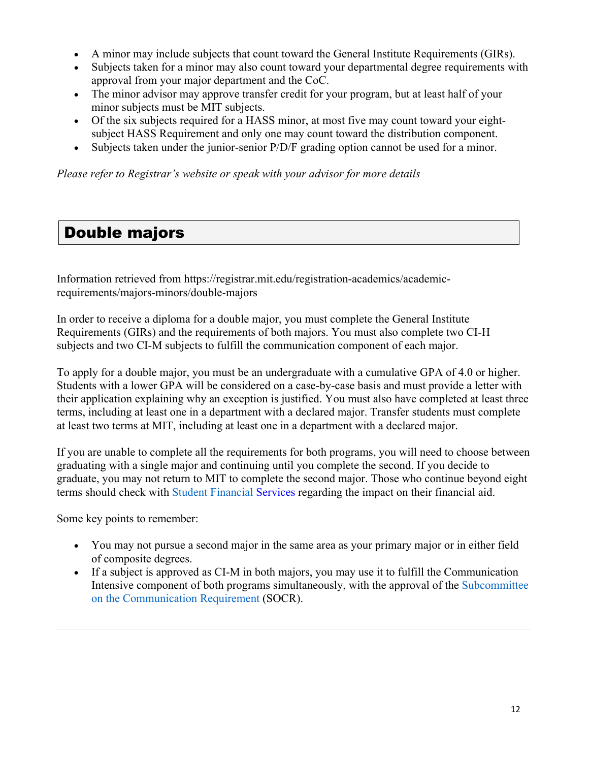- A minor may include subjects that count toward the General Institute Requirements (GIRs).
- Subjects taken for a minor may also count toward your departmental degree requirements with approval from your major department and the CoC.
- The minor advisor may approve transfer credit for your program, but at least half of your minor subjects must be MIT subjects.
- Of the six subjects required for a HASS minor, at most five may count toward your eight-subject HASS Requirement and only one may count toward the distribution component.
- Subjects taken under the junior-senior P/D/F grading option cannot be used for a minor.

*Please refer to Registrar's website or speak with your advisor for more details*

## Double majors

Information retrieved from https://registrar.mit.edu/registration-academics/academic-requirements/majors-minors/double-majors

In order to receive a diploma for a double major, you must complete the General Institute Requirements (GIRs) and the requirements of both majors. You must also complete two CI-H subjects and two CI-M subjects to fulfill the communication component of each major.

To apply for a double major, you must be an undergraduate with a cumulative GPA of 4.0 or higher. Students with a lower GPA will be considered on a case-by-case basis and must provide a letter with their application explaining why an exception is justified. You must also have completed at least three terms, including at least one in a department with a declared major. Transfer students must complete at least two terms at MIT, including at least one in a department with a declared major.

If you are unable to complete all the requirements for both programs, you will need to choose between graduating with a single major and continuing until you complete the second. If you decide to graduate, you may not return to MIT to complete the second major. Those who continue beyond eight terms should check with Student Financial Services regarding the impact on their financial aid.

Some key points to remember:

- You may not pursue a second major in the same area as your primary major or in either field of composite degrees.
- If a subject is approved as CI-M in both majors, you may use it to fulfill the Communication Intensive component of both programs simultaneously, with the approval of the Subcommittee on the Communication Requirement (SOCR).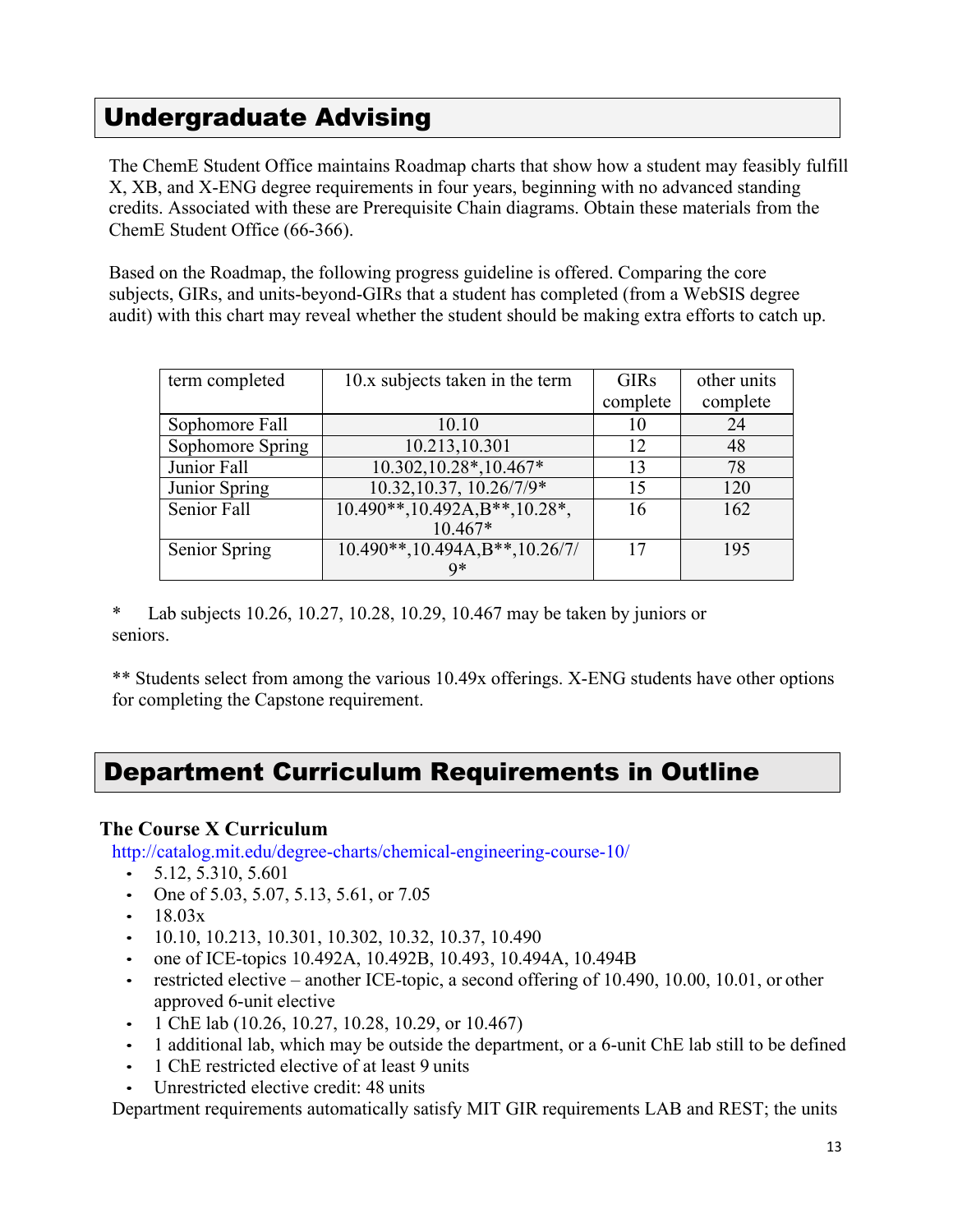## Undergraduate Advising

The ChemE Student Office maintains Roadmap charts that show how a student may feasibly fulfill X, XB, and X-ENG degree requirements in four years, beginning with no advanced standing credits. Associated with these are Prerequisite Chain diagrams. Obtain these materials from the ChemE Student Office (66-366).

Based on the Roadmap, the following progress guideline is offered. Comparing the core subjects, GIRs, and units-beyond-GIRs that a student has completed (from a WebSIS degree audit) with this chart may reveal whether the student should be making extra efforts to catch up.

| term completed | 10.x subjects taken in the term | GIRs complete | other units complete |
|---|---|---|---|
| Sophomore Fall | 10.10 | 10 | 24 |
| Sophomore Spring | 10.213,10.301 | 12 | 48 |
| Junior Fall | 10.302,10.28*,10.467* | 13 | 78 |
| Junior Spring | 10.32,10.37, 10.26/7/9* | 15 | 120 |
| Senior Fall | 10.490**,10.492A,B**,10.28*, 10.467* | 16 | 162 |
| Senior Spring | 10.490**,10.494A,B**,10.26/7/9* | 17 | 195 |

\* Lab subjects 10.26, 10.27, 10.28, 10.29, 10.467 may be taken by juniors or seniors.

\** Students select from among the various 10.49x offerings. X-ENG students have other options for completing the Capstone requirement.

## Department Curriculum Requirements in Outline

### The Course X Curriculum

http://catalog.mit.edu/degree-charts/chemical-engineering-course-10/

- 5.12, 5.310, 5.601
- One of 5.03, 5.07, 5.13, 5.61, or 7.05
- 18.03x
- 10.10, 10.213, 10.301, 10.302, 10.32, 10.37, 10.490
- one of ICE-topics 10.492A, 10.492B, 10.493, 10.494A, 10.494B
- restricted elective – another ICE-topic, a second offering of 10.490, 10.00, 10.01, or other approved 6-unit elective
- 1 ChE lab (10.26, 10.27, 10.28, 10.29, or 10.467)
- 1 additional lab, which may be outside the department, or a 6-unit ChE lab still to be defined
- 1 ChE restricted elective of at least 9 units
- Unrestricted elective credit: 48 units

Department requirements automatically satisfy MIT GIR requirements LAB and REST; the units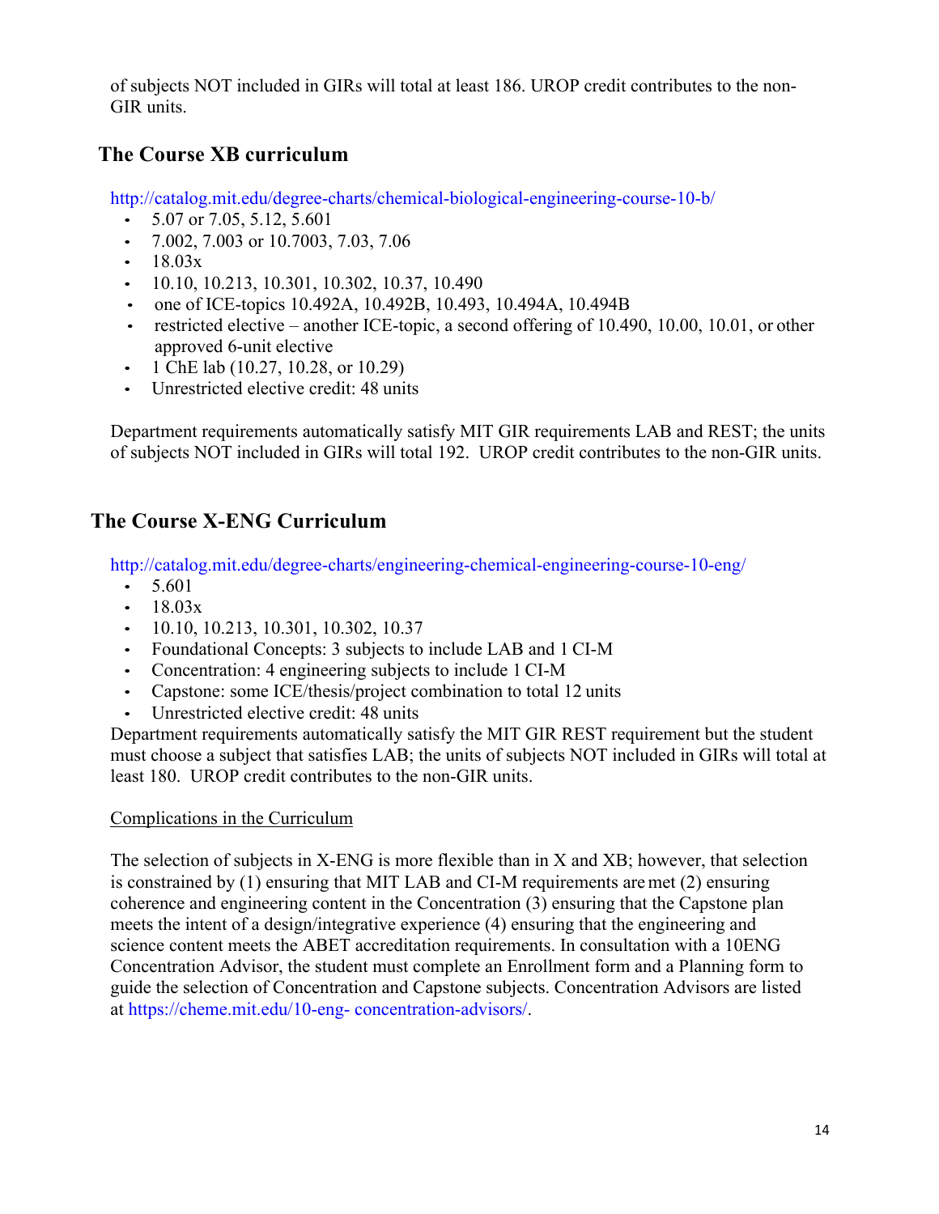of subjects NOT included in GIRs will total at least 186. UROP credit contributes to the non-GIR units.

## The Course XB curriculum

http://catalog.mit.edu/degree-charts/chemical-biological-engineering-course-10-b/

- 5.07 or 7.05, 5.12, 5.601
- 7.002, 7.003 or 10.7003, 7.03, 7.06
- 18.03x
- 10.10, 10.213, 10.301, 10.302, 10.37, 10.490
- one of ICE-topics 10.492A, 10.492B, 10.493, 10.494A, 10.494B
- restricted elective – another ICE-topic, a second offering of 10.490, 10.00, 10.01, or other approved 6-unit elective
- 1 ChE lab (10.27, 10.28, or 10.29)
- Unrestricted elective credit: 48 units

Department requirements automatically satisfy MIT GIR requirements LAB and REST; the units of subjects NOT included in GIRs will total 192. UROP credit contributes to the non-GIR units.

## The Course X-ENG Curriculum

http://catalog.mit.edu/degree-charts/engineering-chemical-engineering-course-10-eng/

- 5.601
- 18.03x
- 10.10, 10.213, 10.301, 10.302, 10.37
- Foundational Concepts: 3 subjects to include LAB and 1 CI-M
- Concentration: 4 engineering subjects to include 1 CI-M
- Capstone: some ICE/thesis/project combination to total 12 units
- Unrestricted elective credit: 48 units

Department requirements automatically satisfy the MIT GIR REST requirement but the student must choose a subject that satisfies LAB; the units of subjects NOT included in GIRs will total at least 180. UROP credit contributes to the non-GIR units.

Complications in the Curriculum

The selection of subjects in X-ENG is more flexible than in X and XB; however, that selection is constrained by (1) ensuring that MIT LAB and CI-M requirements are met (2) ensuring coherence and engineering content in the Concentration (3) ensuring that the Capstone plan meets the intent of a design/integrative experience (4) ensuring that the engineering and science content meets the ABET accreditation requirements. In consultation with a 10ENG Concentration Advisor, the student must complete an Enrollment form and a Planning form to guide the selection of Concentration and Capstone subjects. Concentration Advisors are listed at https://cheme.mit.edu/10-eng-concentration-advisors/.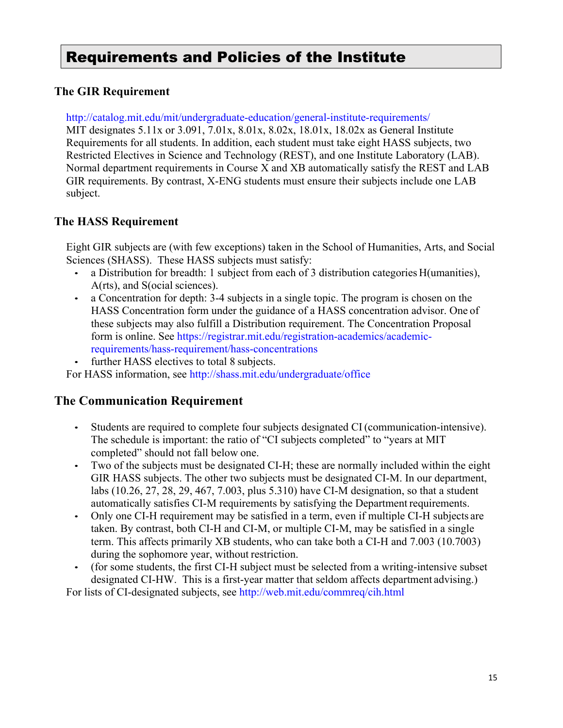# Requirements and Policies of the Institute

## The GIR Requirement

http://catalog.mit.edu/mit/undergraduate-education/general-institute-requirements/
MIT designates 5.11x or 3.091, 7.01x, 8.01x, 8.02x, 18.01x, 18.02x as General Institute Requirements for all students. In addition, each student must take eight HASS subjects, two Restricted Electives in Science and Technology (REST), and one Institute Laboratory (LAB). Normal department requirements in Course X and XB automatically satisfy the REST and LAB GIR requirements. By contrast, X-ENG students must ensure their subjects include one LAB subject.

## The HASS Requirement

Eight GIR subjects are (with few exceptions) taken in the School of Humanities, Arts, and Social Sciences (SHASS). These HASS subjects must satisfy:

- a Distribution for breadth: 1 subject from each of 3 distribution categories H(umanities), A(rts), and S(ocial sciences).
- a Concentration for depth: 3-4 subjects in a single topic. The program is chosen on the HASS Concentration form under the guidance of a HASS concentration advisor. One of these subjects may also fulfill a Distribution requirement. The Concentration Proposal form is online. See https://registrar.mit.edu/registration-academics/academic-requirements/hass-requirement/hass-concentrations
- further HASS electives to total 8 subjects.

For HASS information, see http://shass.mit.edu/undergraduate/office

## The Communication Requirement

- Students are required to complete four subjects designated CI (communication-intensive). The schedule is important: the ratio of "CI subjects completed" to "years at MIT completed" should not fall below one.
- Two of the subjects must be designated CI-H; these are normally included within the eight GIR HASS subjects. The other two subjects must be designated CI-M. In our department, labs (10.26, 27, 28, 29, 467, 7.003, plus 5.310) have CI-M designation, so that a student automatically satisfies CI-M requirements by satisfying the Department requirements.
- Only one CI-H requirement may be satisfied in a term, even if multiple CI-H subjects are taken. By contrast, both CI-H and CI-M, or multiple CI-M, may be satisfied in a single term. This affects primarily XB students, who can take both a CI-H and 7.003 (10.7003) during the sophomore year, without restriction.
- (for some students, the first CI-H subject must be selected from a writing-intensive subset designated CI-HW. This is a first-year matter that seldom affects department advising.)

For lists of CI-designated subjects, see http://web.mit.edu/commreq/cih.html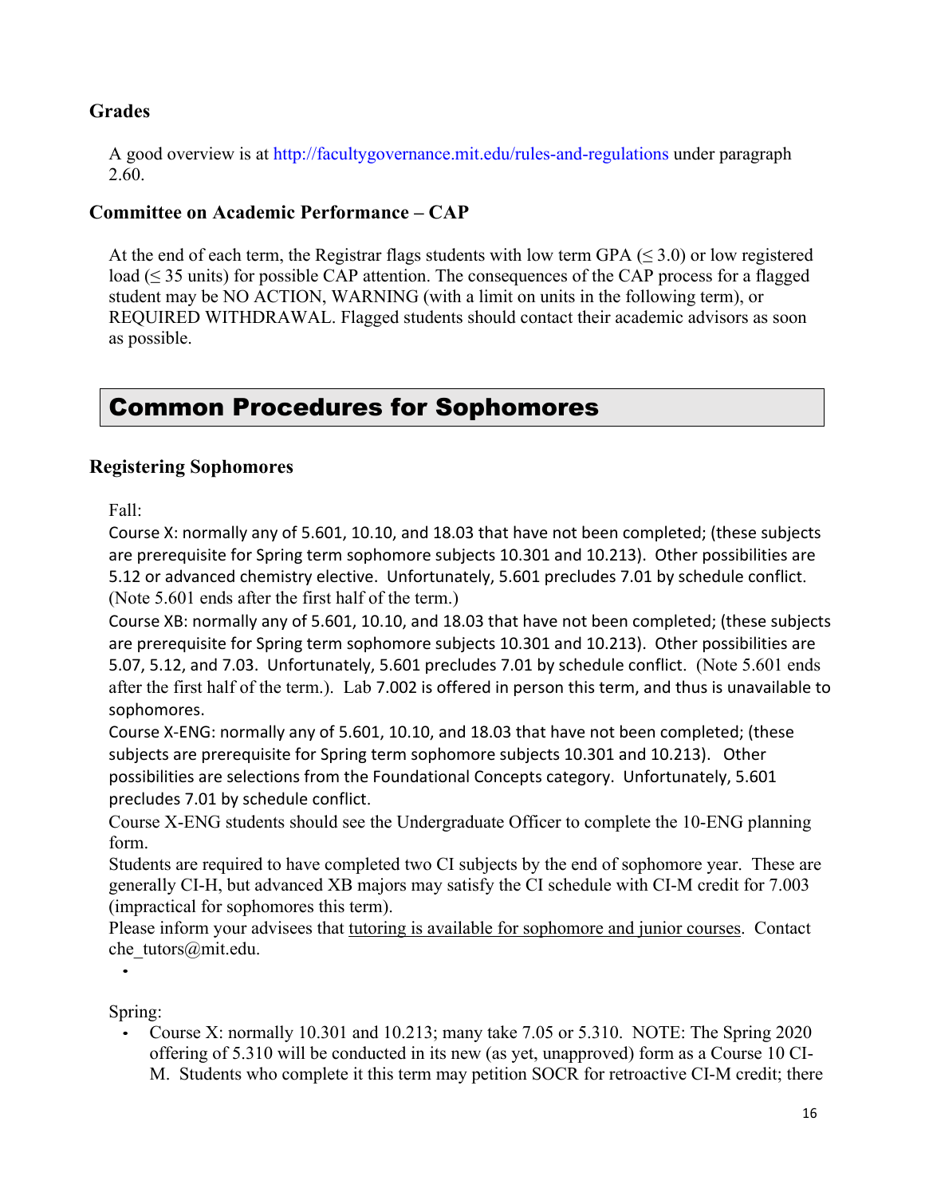### Grades

A good overview is at http://facultygovernance.mit.edu/rules-and-regulations under paragraph 2.60.

### Committee on Academic Performance – CAP

At the end of each term, the Registrar flags students with low term GPA ($\leq$ 3.0) or low registered load ($\leq$ 35 units) for possible CAP attention. The consequences of the CAP process for a flagged student may be NO ACTION, WARNING (with a limit on units in the following term), or REQUIRED WITHDRAWAL. Flagged students should contact their academic advisors as soon as possible.

## Common Procedures for Sophomores

### Registering Sophomores

Fall:

Course X: normally any of 5.601, 10.10, and 18.03 that have not been completed; (these subjects are prerequisite for Spring term sophomore subjects 10.301 and 10.213). Other possibilities are 5.12 or advanced chemistry elective. Unfortunately, 5.601 precludes 7.01 by schedule conflict. (Note 5.601 ends after the first half of the term.)

Course XB: normally any of 5.601, 10.10, and 18.03 that have not been completed; (these subjects are prerequisite for Spring term sophomore subjects 10.301 and 10.213). Other possibilities are 5.07, 5.12, and 7.03. Unfortunately, 5.601 precludes 7.01 by schedule conflict. (Note 5.601 ends after the first half of the term.). Lab 7.002 is offered in person this term, and thus is unavailable to sophomores.

Course X-ENG: normally any of 5.601, 10.10, and 18.03 that have not been completed; (these subjects are prerequisite for Spring term sophomore subjects 10.301 and 10.213). Other possibilities are selections from the Foundational Concepts category. Unfortunately, 5.601 precludes 7.01 by schedule conflict.

Course X-ENG students should see the Undergraduate Officer to complete the 10-ENG planning form.

Students are required to have completed two CI subjects by the end of sophomore year. These are generally CI-H, but advanced XB majors may satisfy the CI schedule with CI-M credit for 7.003 (impractical for sophomores this term).

Please inform your advisees that tutoring is available for sophomore and junior courses. Contact che_tutors@mit.edu.

Spring:

- Course X: normally 10.301 and 10.213; many take 7.05 or 5.310. NOTE: The Spring 2020 offering of 5.310 will be conducted in its new (as yet, unapproved) form as a Course 10 CI-M. Students who complete it this term may petition SOCR for retroactive CI-M credit; there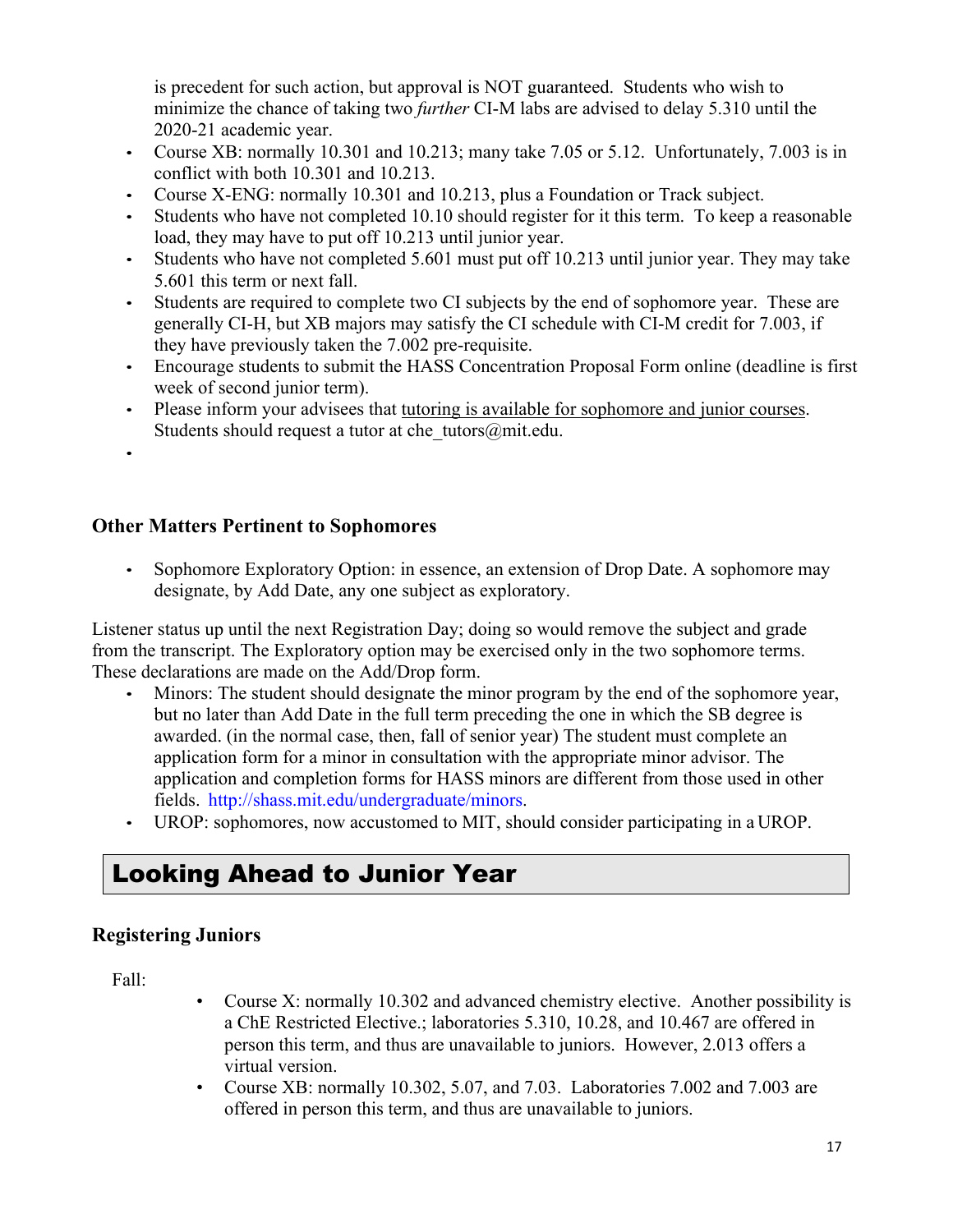is precedent for such action, but approval is NOT guaranteed. Students who wish to minimize the chance of taking two *further* CI-M labs are advised to delay 5.310 until the 2020-21 academic year.

- Course XB: normally 10.301 and 10.213; many take 7.05 or 5.12. Unfortunately, 7.003 is in conflict with both 10.301 and 10.213.
- Course X-ENG: normally 10.301 and 10.213, plus a Foundation or Track subject.
- Students who have not completed 10.10 should register for it this term. To keep a reasonable load, they may have to put off 10.213 until junior year.
- Students who have not completed 5.601 must put off 10.213 until junior year. They may take 5.601 this term or next fall.
- Students are required to complete two CI subjects by the end of sophomore year. These are generally CI-H, but XB majors may satisfy the CI schedule with CI-M credit for 7.003, if they have previously taken the 7.002 pre-requisite.
- Encourage students to submit the HASS Concentration Proposal Form online (deadline is first week of second junior term).
- Please inform your advisees that tutoring is available for sophomore and junior courses. Students should request a tutor at che_tutors@mit.edu.

### Other Matters Pertinent to Sophomores

- Sophomore Exploratory Option: in essence, an extension of Drop Date. A sophomore may designate, by Add Date, any one subject as exploratory.

Listener status up until the next Registration Day; doing so would remove the subject and grade from the transcript. The Exploratory option may be exercised only in the two sophomore terms. These declarations are made on the Add/Drop form.

- Minors: The student should designate the minor program by the end of the sophomore year, but no later than Add Date in the full term preceding the one in which the SB degree is awarded. (in the normal case, then, fall of senior year) The student must complete an application form for a minor in consultation with the appropriate minor advisor. The application and completion forms for HASS minors are different from those used in other fields. http://shass.mit.edu/undergraduate/minors.
- UROP: sophomores, now accustomed to MIT, should consider participating in a UROP.

## Looking Ahead to Junior Year

### Registering Juniors

Fall:

- Course X: normally 10.302 and advanced chemistry elective. Another possibility is a ChE Restricted Elective.; laboratories 5.310, 10.28, and 10.467 are offered in person this term, and thus are unavailable to juniors. However, 2.013 offers a virtual version.
- Course XB: normally 10.302, 5.07, and 7.03. Laboratories 7.002 and 7.003 are offered in person this term, and thus are unavailable to juniors.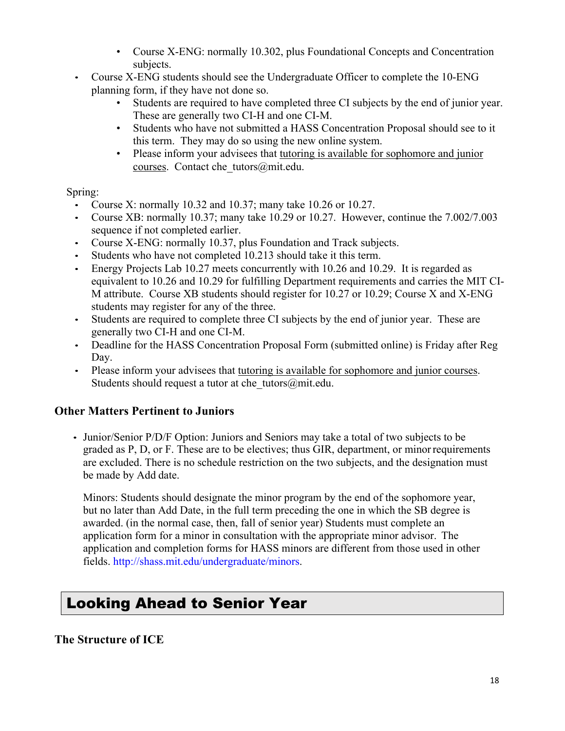- Course X-ENG: normally 10.302, plus Foundational Concepts and Concentration subjects.
- Course X-ENG students should see the Undergraduate Officer to complete the 10-ENG planning form, if they have not done so.
    - Students are required to have completed three CI subjects by the end of junior year. These are generally two CI-H and one CI-M.
    - Students who have not submitted a HASS Concentration Proposal should see to it this term. They may do so using the new online system.
    - Please inform your advisees that tutoring is available for sophomore and junior courses. Contact che_tutors@mit.edu.

Spring:

- Course X: normally 10.32 and 10.37; many take 10.26 or 10.27.
- Course XB: normally 10.37; many take 10.29 or 10.27. However, continue the 7.002/7.003 sequence if not completed earlier.
- Course X-ENG: normally 10.37, plus Foundation and Track subjects.
- Students who have not completed 10.213 should take it this term.
- Energy Projects Lab 10.27 meets concurrently with 10.26 and 10.29. It is regarded as equivalent to 10.26 and 10.29 for fulfilling Department requirements and carries the MIT CI-M attribute. Course XB students should register for 10.27 or 10.29; Course X and X-ENG students may register for any of the three.
- Students are required to complete three CI subjects by the end of junior year. These are generally two CI-H and one CI-M.
- Deadline for the HASS Concentration Proposal Form (submitted online) is Friday after Reg Day.
- Please inform your advisees that tutoring is available for sophomore and junior courses. Students should request a tutor at che_tutors@mit.edu.

### Other Matters Pertinent to Juniors

- Junior/Senior P/D/F Option: Juniors and Seniors may take a total of two subjects to be graded as P, D, or F. These are to be electives; thus GIR, department, or minor requirements are excluded. There is no schedule restriction on the two subjects, and the designation must be made by Add date.

  Minors: Students should designate the minor program by the end of the sophomore year, but no later than Add Date, in the full term preceding the one in which the SB degree is awarded. (in the normal case, then, fall of senior year) Students must complete an application form for a minor in consultation with the appropriate minor advisor. The application and completion forms for HASS minors are different from those used in other fields. http://shass.mit.edu/undergraduate/minors.

## Looking Ahead to Senior Year

### The Structure of ICE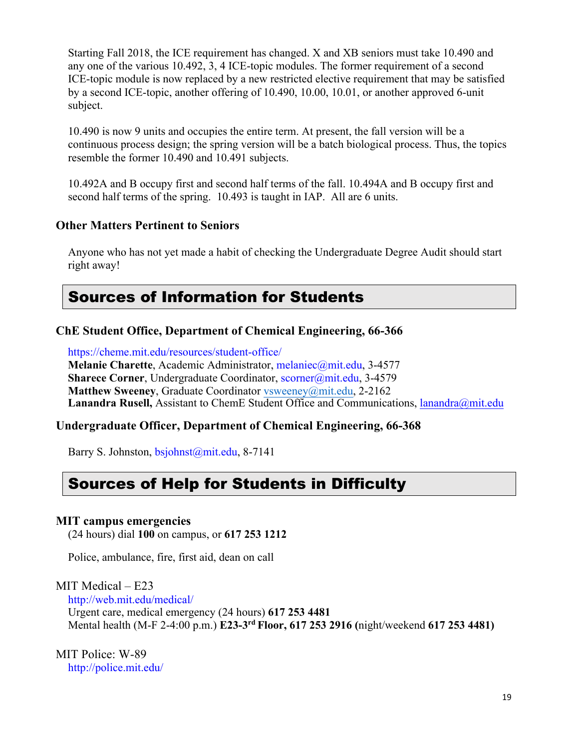Starting Fall 2018, the ICE requirement has changed. X and XB seniors must take 10.490 and any one of the various 10.492, 3, 4 ICE-topic modules. The former requirement of a second ICE-topic module is now replaced by a new restricted elective requirement that may be satisfied by a second ICE-topic, another offering of 10.490, 10.00, 10.01, or another approved 6-unit subject.

10.490 is now 9 units and occupies the entire term. At present, the fall version will be a continuous process design; the spring version will be a batch biological process. Thus, the topics resemble the former 10.490 and 10.491 subjects.

10.492A and B occupy first and second half terms of the fall. 10.494A and B occupy first and second half terms of the spring. 10.493 is taught in IAP. All are 6 units.

### Other Matters Pertinent to Seniors

Anyone who has not yet made a habit of checking the Undergraduate Degree Audit should start right away!

## Sources of Information for Students

### ChE Student Office, Department of Chemical Engineering, 66-366

https://cheme.mit.edu/resources/student-office/
**Melanie Charette**, Academic Administrator, melaniec@mit.edu, 3-4577
**Sharece Corner**, Undergraduate Coordinator, scorner@mit.edu, 3-4579
**Matthew Sweeney**, Graduate Coordinator vsweeney@mit.edu, 2-2162
**Lanandra Rusell,** Assistant to ChemE Student Office and Communications, lanandra@mit.edu

### Undergraduate Officer, Department of Chemical Engineering, 66-368

Barry S. Johnston, bsjohnst@mit.edu, 8-7141

## Sources of Help for Students in Difficulty

### MIT campus emergencies

(24 hours) dial **100** on campus, or **617 253 1212**

Police, ambulance, fire, first aid, dean on call

MIT Medical – E23
http://web.mit.edu/medical/
Urgent care, medical emergency (24 hours) **617 253 4481**
Mental health (M-F 2-4:00 p.m.) **E23-3rd Floor, 617 253 2916 (**night/weekend **617 253 4481)**

MIT Police: W-89
http://police.mit.edu/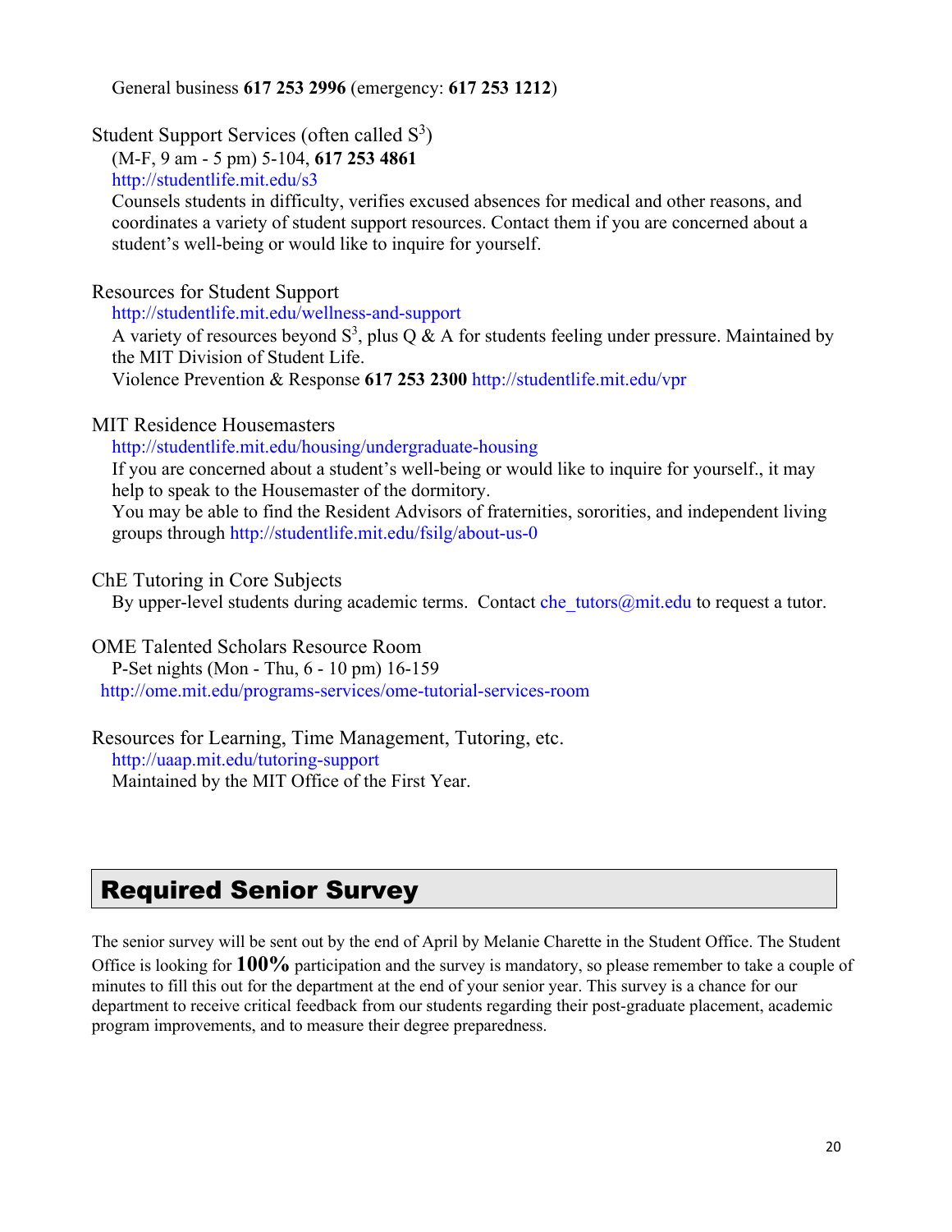General business **617 253 2996** (emergency: **617 253 1212**)

Student Support Services (often called S$^3$)

(M-F, 9 am - 5 pm) 5-104, **617 253 4861**

http://studentlife.mit.edu/s3

Counsels students in difficulty, verifies excused absences for medical and other reasons, and coordinates a variety of student support resources. Contact them if you are concerned about a student's well-being or would like to inquire for yourself.

Resources for Student Support

http://studentlife.mit.edu/wellness-and-support

A variety of resources beyond S$^3$, plus Q & A for students feeling under pressure. Maintained by the MIT Division of Student Life.

Violence Prevention & Response **617 253 2300** http://studentlife.mit.edu/vpr

MIT Residence Housemasters

http://studentlife.mit.edu/housing/undergraduate-housing

If you are concerned about a student's well-being or would like to inquire for yourself., it may help to speak to the Housemaster of the dormitory.

You may be able to find the Resident Advisors of fraternities, sororities, and independent living groups through http://studentlife.mit.edu/fsilg/about-us-0

ChE Tutoring in Core Subjects

By upper-level students during academic terms. Contact che_tutors@mit.edu to request a tutor.

OME Talented Scholars Resource Room

P-Set nights (Mon - Thu, 6 - 10 pm) 16-159

http://ome.mit.edu/programs-services/ome-tutorial-services-room

Resources for Learning, Time Management, Tutoring, etc.

http://uaap.mit.edu/tutoring-support

Maintained by the MIT Office of the First Year.

## Required Senior Survey

The senior survey will be sent out by the end of April by Melanie Charette in the Student Office. The Student Office is looking for **100%** participation and the survey is mandatory, so please remember to take a couple of minutes to fill this out for the department at the end of your senior year. This survey is a chance for our department to receive critical feedback from our students regarding their post-graduate placement, academic program improvements, and to measure their degree preparedness.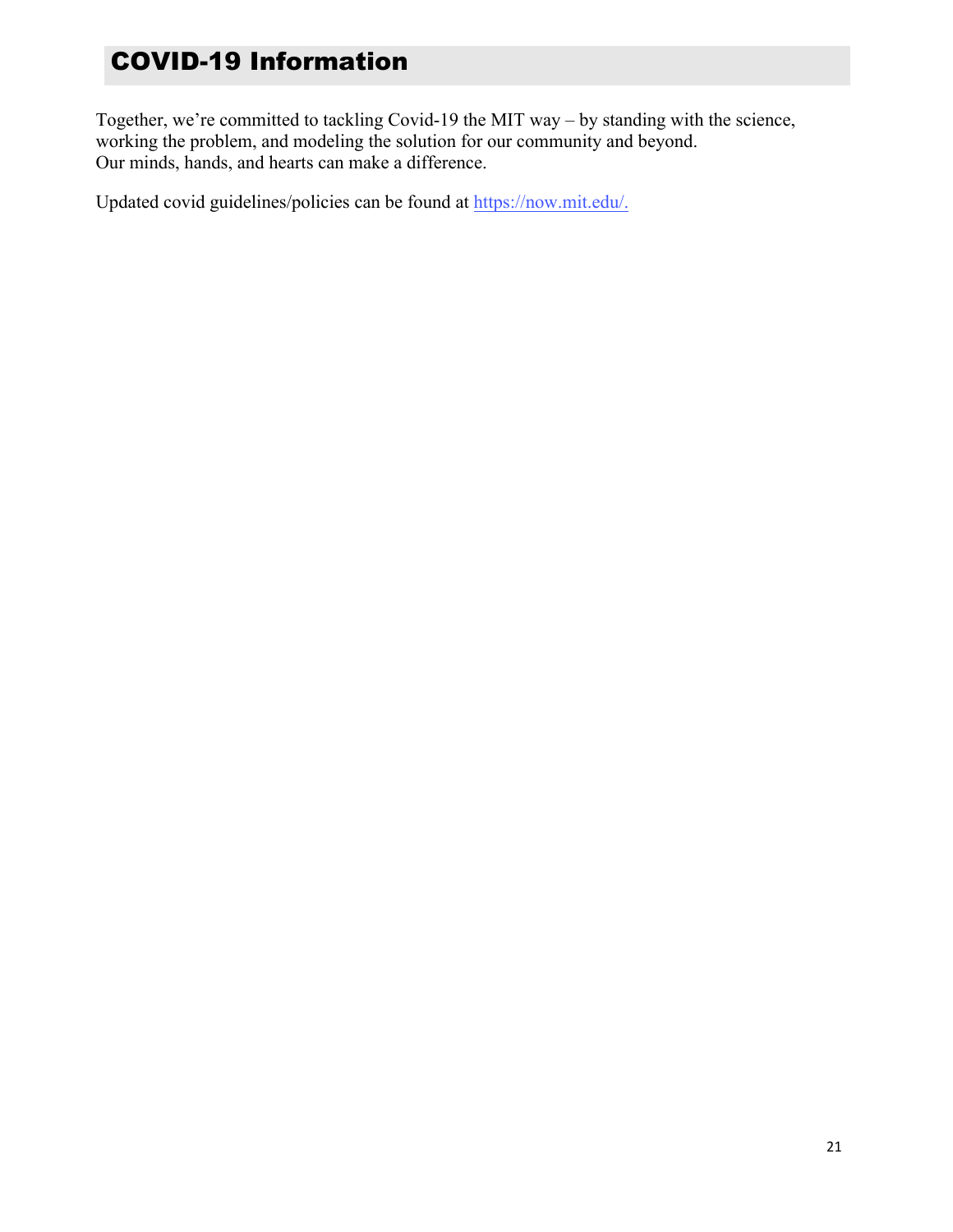# COVID-19 Information

Together, we're committed to tackling Covid-19 the MIT way – by standing with the science, working the problem, and modeling the solution for our community and beyond.
Our minds, hands, and hearts can make a difference.

Updated covid guidelines/policies can be found at [https://now.mit.edu/.](https://now.mit.edu/)